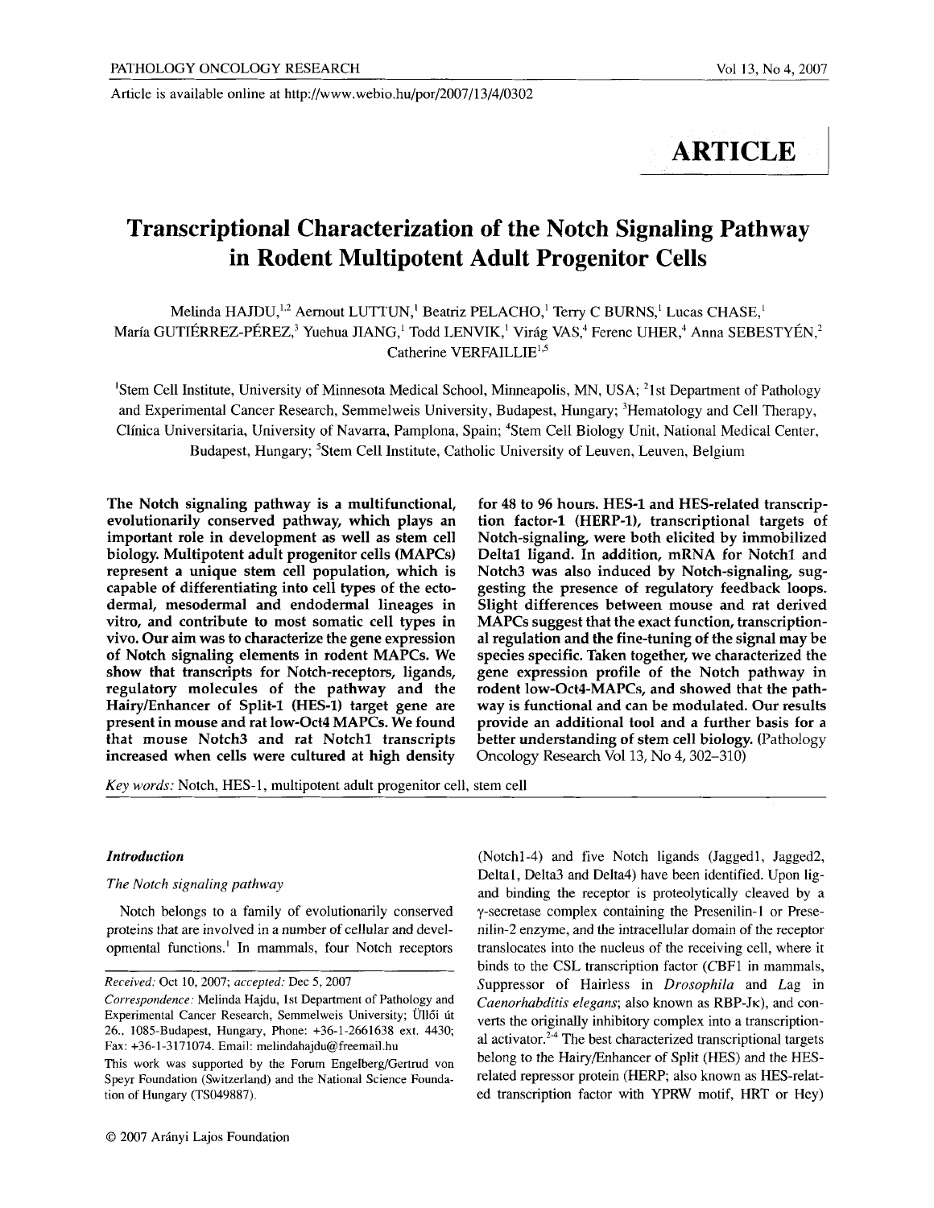Article is available online at http://www.webio.hu/por/2007/13/4/0302

# ARTICLE

# Transcriptional Characterization of the Notch Signaling Pathway in Rodent Multipotent Adult Progenitor Cells

Melinda HAJDU,[1,2] Aernout LUTTUN,[1] Beatriz PELACHO,[1] Terry C BURNS,[1] Lucas CHASE,[1] María GUTIÉRREZ-PÉREZ,[3] Yuehua JIANG,[1] Todd LENVIK,[1] Virág VAS,[4] Ferenc UHER,[4] Anna SEBESTYÉN,[2] Catherine VERFAILLIE[1,5]

[1]Stem Cell Institute, University of Minnesota Medical School, Minneapolis, MN, USA; [2]1st Department of Pathology and Experimental Cancer Research, Semmelweis University, Budapest, Hungary; [3]Hematology and Cell Therapy, Clínica Universitaria, University of Navarra, Pamplona, Spain; [4]Stem Cell Biology Unit, National Medical Center, Budapest, Hungary; [5]Stem Cell Institute, Catholic University of Leuven, Leuven, Belgium

**The Notch signaling pathway is a multifunctional, evolutionarily conserved pathway, which plays an important role in development as well as stem cell biology. Multipotent adult progenitor cells (MAPCs) represent a unique stem cell population, which is capable of differentiating into cell types of the ectodermal, mesodermal and endodermal lineages in vitro, and contribute to most somatic cell types in vivo. Our aim was to characterize the gene expression of Notch signaling elements in rodent MAPCs. We show that transcripts for Notch-receptors, ligands, regulatory molecules of the pathway and the Hairy/Enhancer of Split-1 (HES-1) target gene are present in mouse and rat low-Oct4 MAPCs. We found that mouse Notch3 and rat Notch1 transcripts increased when cells were cultured at high density for 48 to 96 hours. HES-1 and HES-related transcription factor-1 (HERP-1), transcriptional targets of Notch-signaling, were both elicited by immobilized Delta1 ligand. In addition, mRNA for Notch1 and Notch3 was also induced by Notch-signaling, suggesting the presence of regulatory feedback loops. Slight differences between mouse and rat derived MAPCs suggest that the exact function, transcriptional regulation and the fine-tuning of the signal may be species specific. Taken together, we characterized the gene expression profile of the Notch pathway in rodent low-Oct4-MAPCs, and showed that the pathway is functional and can be modulated. Our results provide an additional tool and a further basis for a better understanding of stem cell biology.** (Pathology Oncology Research Vol 13, No 4, 302–310)

*Key words:* Notch, HES-1, multipotent adult progenitor cell, stem cell

## *Introduction*

### *The Notch signaling pathway*

Notch belongs to a family of evolutionarily conserved proteins that are involved in a number of cellular and developmental functions.[1] In mammals, four Notch receptors (Notch1-4) and five Notch ligands (Jagged1, Jagged2, Delta1, Delta3 and Delta4) have been identified. Upon ligand binding the receptor is proteolytically cleaved by a γ-secretase complex containing the Presenilin-1 or Presenilin-2 enzyme, and the intracellular domain of the receptor translocates into the nucleus of the receiving cell, where it binds to the CSL transcription factor (CBF1 in mammals, Suppressor of Hairless in *Drosophila* and Lag in *Caenorhabditis elegans*; also known as RBP-Jκ), and converts the originally inhibitory complex into a transcriptional activator.[2-4] The best characterized transcriptional targets belong to the Hairy/Enhancer of Split (HES) and the HES-related repressor protein (HERP; also known as HES-related transcription factor with YPRW motif, HRT or Hey)

*Received:* Oct 10, 2007; *accepted:* Dec 5, 2007

*Correspondence:* Melinda Hajdu, 1st Department of Pathology and Experimental Cancer Research, Semmelweis University; Üllői út 26., 1085-Budapest, Hungary, Phone: +36-1-2661638 ext. 4430; Fax: +36-1-3171074. Email: melindahajdu@freemail.hu

This work was supported by the Forum Engelberg/Gertrud von Speyr Foundation (Switzerland) and the National Science Foundation of Hungary (TS049887).

© 2007 Arányi Lajos Foundation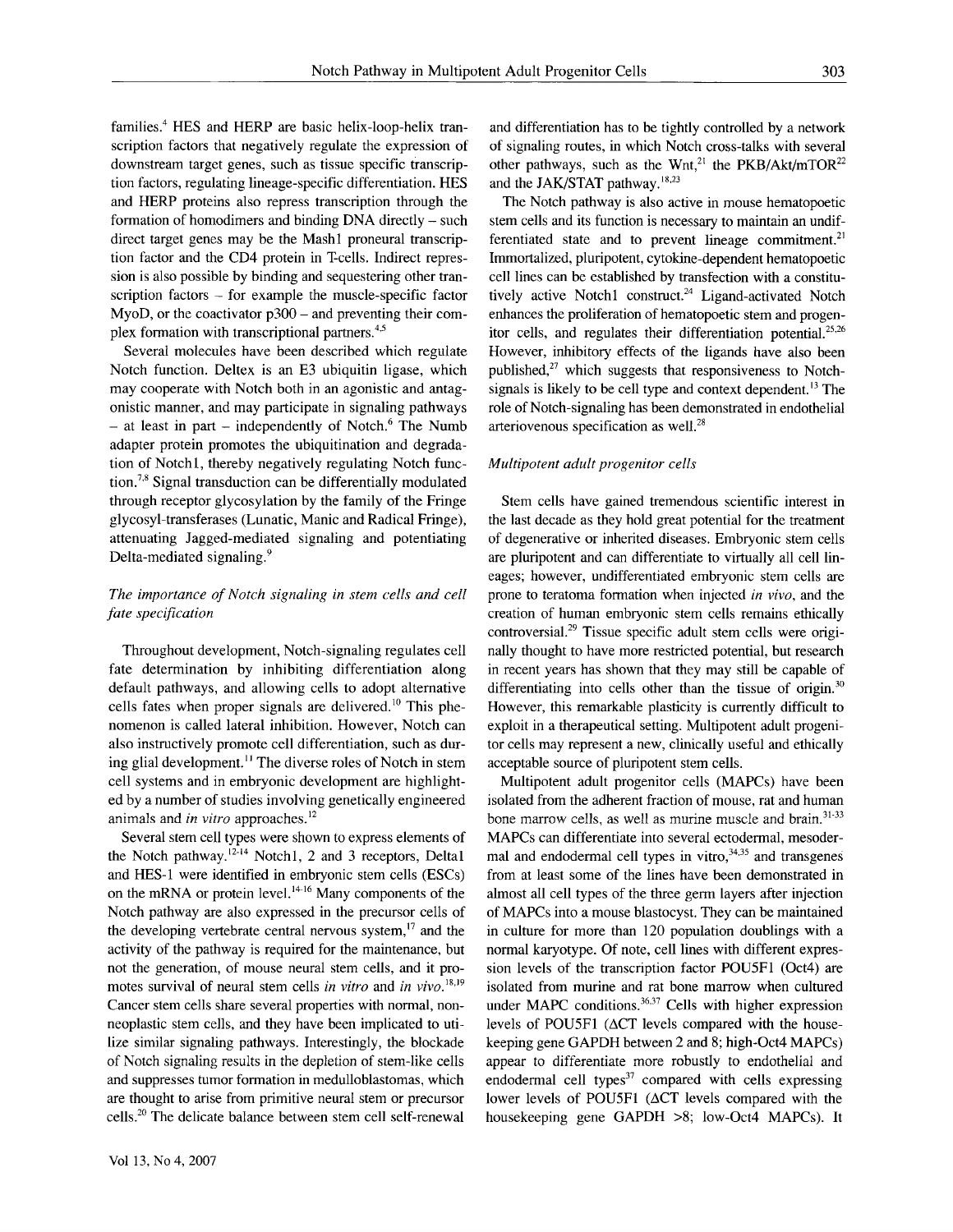families.[4] HES and HERP are basic helix-loop-helix transcription factors that negatively regulate the expression of downstream target genes, such as tissue specific transcription factors, regulating lineage-specific differentiation. HES and HERP proteins also repress transcription through the formation of homodimers and binding DNA directly – such direct target genes may be the Mash1 proneural transcription factor and the CD4 protein in T-cells. Indirect repression is also possible by binding and sequestering other transcription factors – for example the muscle-specific factor MyoD, or the coactivator p300 – and preventing their complex formation with transcriptional partners.[4,5]

Several molecules have been described which regulate Notch function. Deltex is an E3 ubiquitin ligase, which may cooperate with Notch both in an agonistic and antagonistic manner, and may participate in signaling pathways – at least in part – independently of Notch.[6] The Numb adapter protein promotes the ubiquitination and degradation of Notch1, thereby negatively regulating Notch function.[7,8] Signal transduction can be differentially modulated through receptor glycosylation by the family of the Fringe glycosyl-transferases (Lunatic, Manic and Radical Fringe), attenuating Jagged-mediated signaling and potentiating Delta-mediated signaling.[9]

### *The importance of Notch signaling in stem cells and cell fate specification*

Throughout development, Notch-signaling regulates cell fate determination by inhibiting differentiation along default pathways, and allowing cells to adopt alternative cells fates when proper signals are delivered.[10] This phenomenon is called lateral inhibition. However, Notch can also instructively promote cell differentiation, such as during glial development.[11] The diverse roles of Notch in stem cell systems and in embryonic development are highlighted by a number of studies involving genetically engineered animals and *in vitro* approaches.[12]

Several stem cell types were shown to express elements of the Notch pathway.[12-14] Notch1, 2 and 3 receptors, Delta1 and HES-1 were identified in embryonic stem cells (ESCs) on the mRNA or protein level.[14-16] Many components of the Notch pathway are also expressed in the precursor cells of the developing vertebrate central nervous system,[17] and the activity of the pathway is required for the maintenance, but not the generation, of mouse neural stem cells, and it promotes survival of neural stem cells *in vitro* and *in vivo*.[18,19] Cancer stem cells share several properties with normal, non-neoplastic stem cells, and they have been implicated to utilize similar signaling pathways. Interestingly, the blockade of Notch signaling results in the depletion of stem-like cells and suppresses tumor formation in medulloblastomas, which are thought to arise from primitive neural stem or precursor cells.[20] The delicate balance between stem cell self-renewal and differentiation has to be tightly controlled by a network of signaling routes, in which Notch cross-talks with several other pathways, such as the Wnt,[21] the PKB/Akt/mTOR[22] and the JAK/STAT pathway.[18,23]

The Notch pathway is also active in mouse hematopoetic stem cells and its function is necessary to maintain an undifferentiated state and to prevent lineage commitment.[21] Immortalized, pluripotent, cytokine-dependent hematopoetic cell lines can be established by transfection with a constitutively active Notch1 construct.[24] Ligand-activated Notch enhances the proliferation of hematopoetic stem and progenitor cells, and regulates their differentiation potential.[25,26] However, inhibitory effects of the ligands have also been published,[27] which suggests that responsiveness to Notch-signals is likely to be cell type and context dependent.[13] The role of Notch-signaling has been demonstrated in endothelial arteriovenous specification as well.[28]

### *Multipotent adult progenitor cells*

Stem cells have gained tremendous scientific interest in the last decade as they hold great potential for the treatment of degenerative or inherited diseases. Embryonic stem cells are pluripotent and can differentiate to virtually all cell lineages; however, undifferentiated embryonic stem cells are prone to teratoma formation when injected *in vivo*, and the creation of human embryonic stem cells remains ethically controversial.[29] Tissue specific adult stem cells were originally thought to have more restricted potential, but research in recent years has shown that they may still be capable of differentiating into cells other than the tissue of origin.[30] However, this remarkable plasticity is currently difficult to exploit in a therapeutical setting. Multipotent adult progenitor cells may represent a new, clinically useful and ethically acceptable source of pluripotent stem cells.

Multipotent adult progenitor cells (MAPCs) have been isolated from the adherent fraction of mouse, rat and human bone marrow cells, as well as murine muscle and brain.[31-33] MAPCs can differentiate into several ectodermal, mesodermal and endodermal cell types in vitro,[34,35] and transgenes from at least some of the lines have been demonstrated in almost all cell types of the three germ layers after injection of MAPCs into a mouse blastocyst. They can be maintained in culture for more than 120 population doublings with a normal karyotype. Of note, cell lines with different expression levels of the transcription factor POU5F1 (Oct4) are isolated from murine and rat bone marrow when cultured under MAPC conditions.[36,37] Cells with higher expression levels of POU5F1 ($\Delta$CT levels compared with the housekeeping gene GAPDH between 2 and 8; high-Oct4 MAPCs) appear to differentiate more robustly to endothelial and endodermal cell types[37] compared with cells expressing lower levels of POU5F1 ($\Delta$CT levels compared with the housekeeping gene GAPDH >8; low-Oct4 MAPCs). It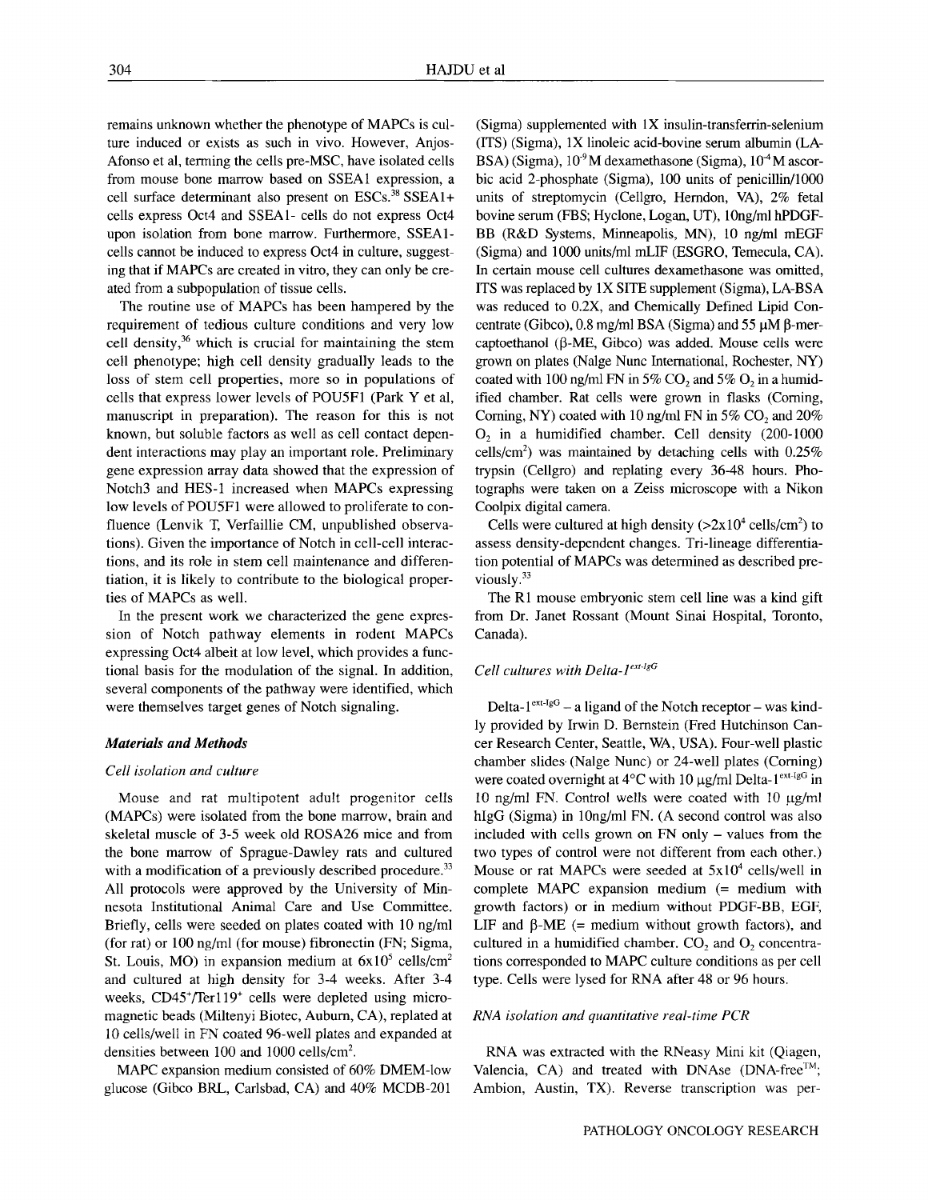remains unknown whether the phenotype of MAPCs is culture induced or exists as such in vivo. However, Anjos-Afonso et al, terming the cells pre-MSC, have isolated cells from mouse bone marrow based on SSEA1 expression, a cell surface determinant also present on ESCs.[38] SSEA1+ cells express Oct4 and SSEA1- cells do not express Oct4 upon isolation from bone marrow. Furthermore, SSEA1- cells cannot be induced to express Oct4 in culture, suggesting that if MAPCs are created in vitro, they can only be created from a subpopulation of tissue cells.

The routine use of MAPCs has been hampered by the requirement of tedious culture conditions and very low cell density,[36] which is crucial for maintaining the stem cell phenotype; high cell density gradually leads to the loss of stem cell properties, more so in populations of cells that express lower levels of POU5F1 (Park Y et al, manuscript in preparation). The reason for this is not known, but soluble factors as well as cell contact dependent interactions may play an important role. Preliminary gene expression array data showed that the expression of Notch3 and HES-1 increased when MAPCs expressing low levels of POU5F1 were allowed to proliferate to confluence (Lenvik T, Verfaillie CM, unpublished observations). Given the importance of Notch in cell-cell interactions, and its role in stem cell maintenance and differentiation, it is likely to contribute to the biological properties of MAPCs as well.

In the present work we characterized the gene expression of Notch pathway elements in rodent MAPCs expressing Oct4 albeit at low level, which provides a functional basis for the modulation of the signal. In addition, several components of the pathway were identified, which were themselves target genes of Notch signaling.

## Materials and Methods

### Cell isolation and culture

Mouse and rat multipotent adult progenitor cells (MAPCs) were isolated from the bone marrow, brain and skeletal muscle of 3-5 week old ROSA26 mice and from the bone marrow of Sprague-Dawley rats and cultured with a modification of a previously described procedure.[33] All protocols were approved by the University of Minnesota Institutional Animal Care and Use Committee. Briefly, cells were seeded on plates coated with 10 ng/ml (for rat) or 100 ng/ml (for mouse) fibronectin (FN; Sigma, St. Louis, MO) in expansion medium at $6 \times 10^5$ cells/cm$^2$ and cultured at high density for 3-4 weeks. After 3-4 weeks, CD45$^+$/Ter119$^+$ cells were depleted using micromagnetic beads (Miltenyi Biotec, Auburn, CA), replated at 10 cells/well in FN coated 96-well plates and expanded at densities between 100 and 1000 cells/cm$^2$.

MAPC expansion medium consisted of 60% DMEM-low glucose (Gibco BRL, Carlsbad, CA) and 40% MCDB-201 (Sigma) supplemented with 1X insulin-transferrin-selenium (ITS) (Sigma), 1X linoleic acid-bovine serum albumin (LA-BSA) (Sigma), $10^{-9}$ M dexamethasone (Sigma), $10^{-4}$ M ascorbic acid 2-phosphate (Sigma), 100 units of penicillin/1000 units of streptomycin (Cellgro, Herndon, VA), 2% fetal bovine serum (FBS; Hyclone, Logan, UT), 10ng/ml hPDGF-BB (R&D Systems, Minneapolis, MN), 10 ng/ml mEGF (Sigma) and 1000 units/ml mLIF (ESGRO, Temecula, CA). In certain mouse cell cultures dexamethasone was omitted, ITS was replaced by 1X SITE supplement (Sigma), LA-BSA was reduced to 0.2X, and Chemically Defined Lipid Concentrate (Gibco), 0.8 mg/ml BSA (Sigma) and 55 μM β-mercaptoethanol (β-ME, Gibco) was added. Mouse cells were grown on plates (Nalge Nunc International, Rochester, NY) coated with 100 ng/ml FN in 5% $CO_2$ and 5% $O_2$ in a humidified chamber. Rat cells were grown in flasks (Corning, Corning, NY) coated with 10 ng/ml FN in 5% $CO_2$ and 20% $O_2$ in a humidified chamber. Cell density (200-1000 cells/cm$^2$) was maintained by detaching cells with 0.25% trypsin (Cellgro) and replating every 36-48 hours. Photographs were taken on a Zeiss microscope with a Nikon Coolpix digital camera.

Cells were cultured at high density (>$2 \times 10^4$ cells/cm$^2$) to assess density-dependent changes. Tri-lineage differentiation potential of MAPCs was determined as described previously.[33]

The R1 mouse embryonic stem cell line was a kind gift from Dr. Janet Rossant (Mount Sinai Hospital, Toronto, Canada).

### Cell cultures with Delta-1$^{ext\text{-}IgG}$

Delta-1$^{ext\text{-}IgG}$ – a ligand of the Notch receptor – was kindly provided by Irwin D. Bernstein (Fred Hutchinson Cancer Research Center, Seattle, WA, USA). Four-well plastic chamber slides (Nalge Nunc) or 24-well plates (Corning) were coated overnight at 4°C with 10 μg/ml Delta-1$^{ext\text{-}IgG}$ in 10 ng/ml FN. Control wells were coated with 10 μg/ml hIgG (Sigma) in 10ng/ml FN. (A second control was also included with cells grown on FN only – values from the two types of control were not different from each other.) Mouse or rat MAPCs were seeded at $5 \times 10^4$ cells/well in complete MAPC expansion medium (= medium with growth factors) or in medium without PDGF-BB, EGF, LIF and β-ME (= medium without growth factors), and cultured in a humidified chamber. $CO_2$ and $O_2$ concentrations corresponded to MAPC culture conditions as per cell type. Cells were lysed for RNA after 48 or 96 hours.

### RNA isolation and quantitative real-time PCR

RNA was extracted with the RNeasy Mini kit (Qiagen, Valencia, CA) and treated with DNAse (DNA-free™; Ambion, Austin, TX). Reverse transcription was per-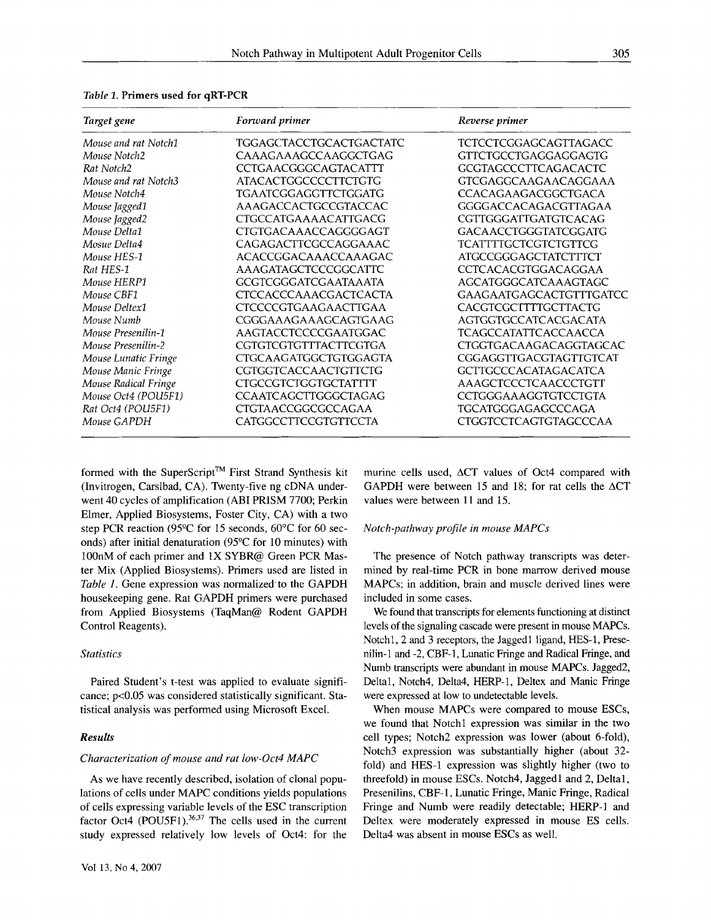*Table 1.* **Primers used for qRT-PCR**

| *Target gene* | *Forward primer* | *Reverse primer* |
|---|---|---|
| *Mouse and rat Notch1* | TGGAGCTACCTGCACTGACTATC | TCTCCTCGGAGCAGTTAGACC |
| *Mouse Notch2* | CAAAGAAAGCCAAGGCTGAG | GTTCTGCCTGAGGAGGAGTG |
| *Rat Notch2* | CCTGAACGGGCAGTACATTT | GCGTAGCCCTTCAGACACTC |
| *Mouse and rat Notch3* | ATACACTGGCCCCTTCTGTG | GTCGAGGCAAGAACAGGAAA |
| *Mouse Notch4* | TGAATCGGAGGTTCTGGATG | CCACAGAAGACGGCTGACA |
| *Mouse Jagged1* | AAAGACCACTGCCGTACCAC | GGGGACCACAGACGTTAGAA |
| *Mouse Jagged2* | CTGCCATGAAAACATTGACG | CGTTGGGATTGATGTCACAG |
| *Mouse Delta1* | CTGTGACAAACCAGGGGAGT | GACAACCTGGGTATCGGATG |
| *Mosue Delta4* | CAGAGACTTCGCCAGGAAAC | TCATTTTGCTCGTCTGTTCG |
| *Mouse HES-1* | ACACCGGACAAACCAAAGAC | ATGCCGGGAGCTATCTTTCT |
| *Rat HES-1* | AAAGATAGCTCCCGGCATTC | CCTCACACGTGGACAGGAA |
| *Mouse HERP1* | GCGTCGGGATCGAATAAATA | AGCATGGGCATCAAAGTAGC |
| *Mouse CBF1* | CTCCACCCAAACGACTCACTA | GAAGAATGAGCACTGTTTGATCC |
| *Mouse Deltex1* | CTCCCCGTGAAGAACTTGAA | CACGTCGCTTTTGCTTACTG |
| *Mouse Numb* | CGGGAAAGAAAGCAGTGAAG | AGTGGTGCCATCACGACATA |
| *Mouse Presenilin-1* | AAGTACCTCCCCGAATGGAC | TCAGCCATATTCACCAACCA |
| *Mouse Presenilin-2* | CGTGTCGTGTTTACTTCGTGA | CTGGTGACAAGACAGGTAGCAC |
| *Mouse Lunatic Fringe* | CTGCAAGATGGCTGTGGAGTA | CGGAGGTTGACGTAGTTGTCAT |
| *Mouse Manic Fringe* | CGTGGTCACCAACTGTTCTG | GCTTGCCCACATAGACATCA |
| *Mouse Radical Fringe* | CTGCCGTCTGGTGCTATTTT | AAAGCTCCCTCAACCCTGTT |
| *Mouse Oct4 (POU5F1)* | CCAATCAGCTTGGGCTAGAG | CCTGGGAAAGGTGTCCTGTA |
| *Rat Oct4 (POU5F1)* | CTGTAACCGGCGCCAGAA | TGCATGGGAGAGCCCAGA |
| *Mouse GAPDH* | CATGGCCTTCCGTGTTCCTA | CTGGTCCTCAGTGTAGCCCAA |

formed with the SuperScript™ First Strand Synthesis kit (Invitrogen, Carslbad, CA). Twenty-five ng cDNA underwent 40 cycles of amplification (ABI PRISM 7700; Perkin Elmer, Applied Biosystems, Foster City, CA) with a two step PCR reaction (95°C for 15 seconds, 60°C for 60 seconds) after initial denaturation (95°C for 10 minutes) with 100nM of each primer and 1X SYBR@ Green PCR Master Mix (Applied Biosystems). Primers used are listed in *Table 1*. Gene expression was normalized to the GAPDH housekeeping gene. Rat GAPDH primers were purchased from Applied Biosystems (TaqMan@ Rodent GAPDH Control Reagents).

### *Statistics*

Paired Student's t-test was applied to evaluate significance; $p<0.05$ was considered statistically significant. Statistical analysis was performed using Microsoft Excel.

## ***Results***

### *Characterization of mouse and rat low-Oct4 MAPC*

As we have recently described, isolation of clonal populations of cells under MAPC conditions yields populations of cells expressing variable levels of the ESC transcription factor Oct4 (POU5F1).[36,37] The cells used in the current study expressed relatively low levels of Oct4: for the murine cells used, $\Delta$CT values of Oct4 compared with GAPDH were between 15 and 18; for rat cells the $\Delta$CT values were between 11 and 15.

### *Notch-pathway profile in mouse MAPCs*

The presence of Notch pathway transcripts was determined by real-time PCR in bone marrow derived mouse MAPCs; in addition, brain and muscle derived lines were included in some cases.

We found that transcripts for elements functioning at distinct levels of the signaling cascade were present in mouse MAPCs. Notch1, 2 and 3 receptors, the Jagged1 ligand, HES-1, Presenilin-1 and -2, CBF-1, Lunatic Fringe and Radical Fringe, and Numb transcripts were abundant in mouse MAPCs. Jagged2, Delta1, Notch4, Delta4, HERP-1, Deltex and Manic Fringe were expressed at low to undetectable levels.

When mouse MAPCs were compared to mouse ESCs, we found that Notch1 expression was similar in the two cell types; Notch2 expression was lower (about 6-fold), Notch3 expression was substantially higher (about 32-fold) and HES-1 expression was slightly higher (two to threefold) in mouse ESCs. Notch4, Jagged1 and 2, Delta1, Presenilins, CBF-1, Lunatic Fringe, Manic Fringe, Radical Fringe and Numb were readily detectable; HERP-1 and Deltex were moderately expressed in mouse ES cells. Delta4 was absent in mouse ESCs as well.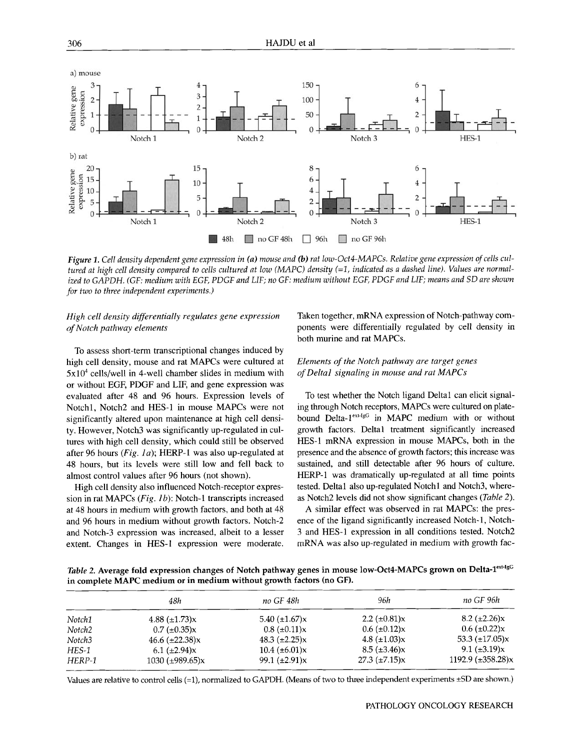*Figure 1. Cell density dependent gene expression in (a) mouse and (b) rat low-Oct4-MAPCs. Relative gene expression of cells cultured at high cell density compared to cells cultured at low (MAPC) density (=1, indicated as a dashed line). Values are normalized to GAPDH. (GF: medium with EGF, PDGF and LIF; no GF: medium without EGF, PDGF and LIF; means and SD are shown for two to three independent experiments.)*

### *High cell density differentially regulates gene expression of Notch pathway elements*

To assess short-term transcriptional changes induced by high cell density, mouse and rat MAPCs were cultured at $5x10^4$ cells/well in 4-well chamber slides in medium with or without EGF, PDGF and LIF, and gene expression was evaluated after 48 and 96 hours. Expression levels of Notch1, Notch2 and HES-1 in mouse MAPCs were not significantly altered upon maintenance at high cell density. However, Notch3 was significantly up-regulated in cultures with high cell density, which could still be observed after 96 hours (*Fig. 1a*); HERP-1 was also up-regulated at 48 hours, but its levels were still low and fell back to almost control values after 96 hours (not shown).

High cell density also influenced Notch-receptor expression in rat MAPCs (*Fig. 1b*): Notch-1 transcripts increased at 48 hours in medium with growth factors, and both at 48 and 96 hours in medium without growth factors. Notch-2 and Notch-3 expression was increased, albeit to a lesser extent. Changes in HES-1 expression were moderate. Taken together, mRNA expression of Notch-pathway components were differentially regulated by cell density in both murine and rat MAPCs.

### *Elements of the Notch pathway are target genes of Delta1 signaling in mouse and rat MAPCs*

To test whether the Notch ligand Delta1 can elicit signaling through Notch receptors, MAPCs were cultured on plate-bound Delta-$1^{ext-IgG}$ in MAPC medium with or without growth factors. Delta1 treatment significantly increased HES-1 mRNA expression in mouse MAPCs, both in the presence and the absence of growth factors; this increase was sustained, and still detectable after 96 hours of culture. HERP-1 was dramatically up-regulated at all time points tested. Delta1 also up-regulated Notch1 and Notch3, whereas Notch2 levels did not show significant changes (*Table 2*).

A similar effect was observed in rat MAPCs: the presence of the ligand significantly increased Notch-1, Notch-3 and HES-1 expression in all conditions tested. Notch2 mRNA was also up-regulated in medium with growth fac-

***Table 2.* Average fold expression changes of Notch pathway genes in mouse low-Oct4-MAPCs grown on Delta-$1^{ext-IgG}$ in complete MAPC medium or in medium without growth factors (no GF).**

| | *48h* | *no GF 48h* | *96h* | *no GF 96h* |
|---|---|---|---|---|
| *Notch1* | 4.88 (±1.73)x | 5.40 (±1.67)x | 2.2 (±0.81)x | 8.2 (±2.26)x |
| *Notch2* | 0.7 (±0.35)x | 0.8 (±0.11)x | 0.6 (±0.12)x | 0.6 (±0.22)x |
| *Notch3* | 46.6 (±22.38)x | 48.3 (±2.25)x | 4.8 (±1.03)x | 53.3 (±17.05)x |
| *HES-1* | 6.1 (±2.94)x | 10.4 (±6.01)x | 8.5 (±3.46)x | 9.1 (±3.19)x |
| *HERP-1* | 1030 (±989.65)x | 99.1 (±2.91)x | 27.3 (±7.15)x | 1192.9 (±358.28)x |

Values are relative to control cells (=1), normalized to GAPDH. (Means of two to three independent experiments ±SD are shown.)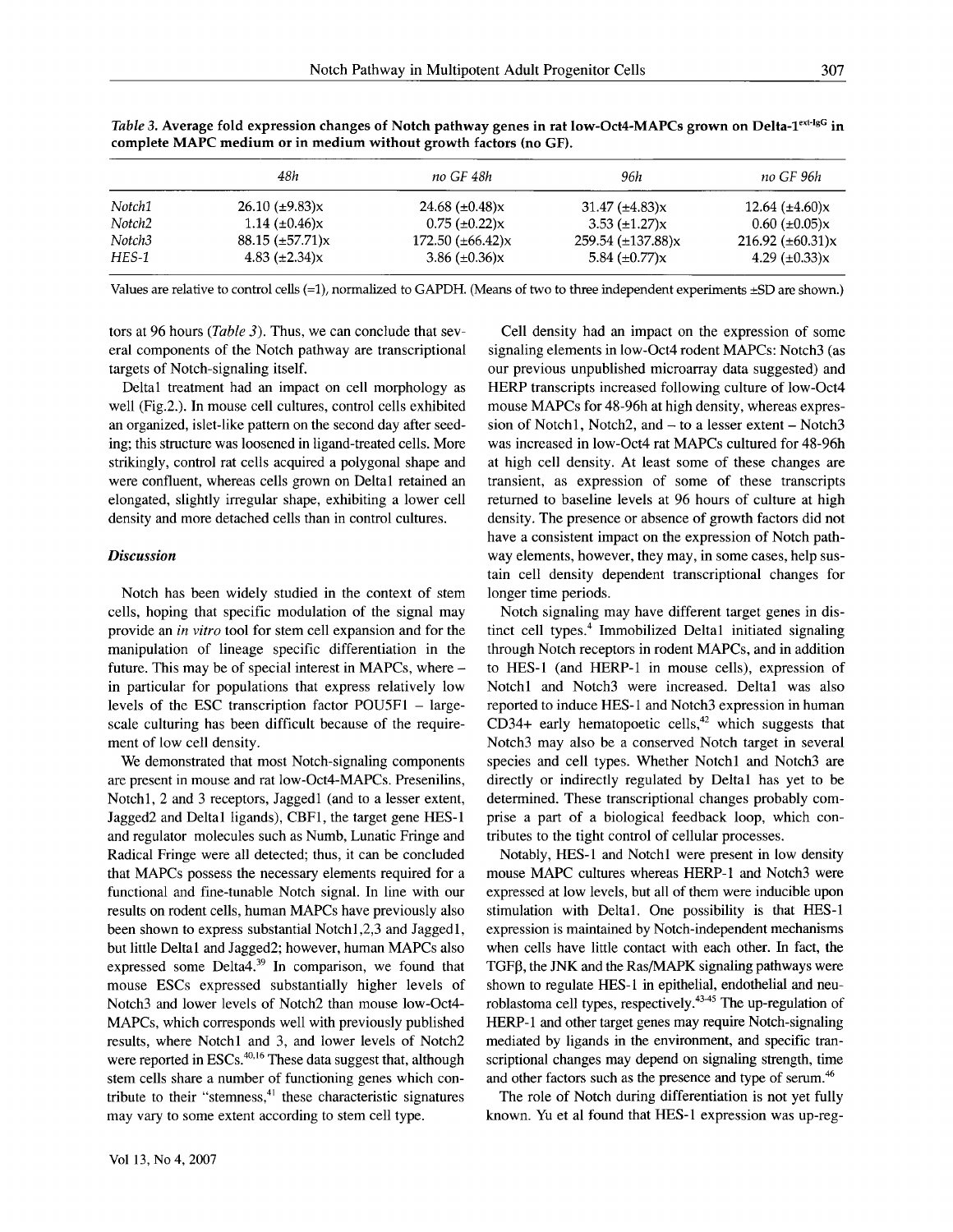*Table 3.* **Average fold expression changes of Notch pathway genes in rat low-Oct4-MAPCs grown on Delta-1$^{ext-IgG}$ in complete MAPC medium or in medium without growth factors (no GF).**

| | *48h* | *no GF 48h* | *96h* | *no GF 96h* |
|---|---|---|---|---|
| *Notch1* | 26.10 (±9.83)x | 24.68 (±0.48)x | 31.47 (±4.83)x | 12.64 (±4.60)x |
| *Notch2* | 1.14 (±0.46)x | 0.75 (±0.22)x | 3.53 (±1.27)x | 0.60 (±0.05)x |
| *Notch3* | 88.15 (±57.71)x | 172.50 (±66.42)x | 259.54 (±137.88)x | 216.92 (±60.31)x |
| *HES-1* | 4.83 (±2.34)x | 3.86 (±0.36)x | 5.84 (±0.77)x | 4.29 (±0.33)x |

Values are relative to control cells (=1), normalized to GAPDH. (Means of two to three independent experiments ±SD are shown.)

tors at 96 hours (*Table 3*). Thus, we can conclude that several components of the Notch pathway are transcriptional targets of Notch-signaling itself.

Delta1 treatment had an impact on cell morphology as well (Fig.2.). In mouse cell cultures, control cells exhibited an organized, islet-like pattern on the second day after seeding; this structure was loosened in ligand-treated cells. More strikingly, control rat cells acquired a polygonal shape and were confluent, whereas cells grown on Delta1 retained an elongated, slightly irregular shape, exhibiting a lower cell density and more detached cells than in control cultures.

### *Discussion*

Notch has been widely studied in the context of stem cells, hoping that specific modulation of the signal may provide an *in vitro* tool for stem cell expansion and for the manipulation of lineage specific differentiation in the future. This may be of special interest in MAPCs, where – in particular for populations that express relatively low levels of the ESC transcription factor POU5F1 – large-scale culturing has been difficult because of the requirement of low cell density.

We demonstrated that most Notch-signaling components are present in mouse and rat low-Oct4-MAPCs. Presenilins, Notch1, 2 and 3 receptors, Jagged1 (and to a lesser extent, Jagged2 and Delta1 ligands), CBF1, the target gene HES-1 and regulator molecules such as Numb, Lunatic Fringe and Radical Fringe were all detected; thus, it can be concluded that MAPCs possess the necessary elements required for a functional and fine-tunable Notch signal. In line with our results on rodent cells, human MAPCs have previously also been shown to express substantial Notch1,2,3 and Jagged1, but little Delta1 and Jagged2; however, human MAPCs also expressed some Delta4.[39] In comparison, we found that mouse ESCs expressed substantially higher levels of Notch3 and lower levels of Notch2 than mouse low-Oct4-MAPCs, which corresponds well with previously published results, where Notch1 and 3, and lower levels of Notch2 were reported in ESCs.[40,16] These data suggest that, although stem cells share a number of functioning genes which contribute to their "stemness,[41] these characteristic signatures may vary to some extent according to stem cell type.

Cell density had an impact on the expression of some signaling elements in low-Oct4 rodent MAPCs: Notch3 (as our previous unpublished microarray data suggested) and HERP transcripts increased following culture of low-Oct4 mouse MAPCs for 48-96h at high density, whereas expression of Notch1, Notch2, and – to a lesser extent – Notch3 was increased in low-Oct4 rat MAPCs cultured for 48-96h at high cell density. At least some of these changes are transient, as expression of some of these transcripts returned to baseline levels at 96 hours of culture at high density. The presence or absence of growth factors did not have a consistent impact on the expression of Notch pathway elements, however, they may, in some cases, help sustain cell density dependent transcriptional changes for longer time periods.

Notch signaling may have different target genes in distinct cell types.[4] Immobilized Delta1 initiated signaling through Notch receptors in rodent MAPCs, and in addition to HES-1 (and HERP-1 in mouse cells), expression of Notch1 and Notch3 were increased. Delta1 was also reported to induce HES-1 and Notch3 expression in human CD34+ early hematopoetic cells,[42] which suggests that Notch3 may also be a conserved Notch target in several species and cell types. Whether Notch1 and Notch3 are directly or indirectly regulated by Delta1 has yet to be determined. These transcriptional changes probably comprise a part of a biological feedback loop, which contributes to the tight control of cellular processes.

Notably, HES-1 and Notch1 were present in low density mouse MAPC cultures whereas HERP-1 and Notch3 were expressed at low levels, but all of them were inducible upon stimulation with Delta1. One possibility is that HES-1 expression is maintained by Notch-independent mechanisms when cells have little contact with each other. In fact, the TGFβ, the JNK and the Ras/MAPK signaling pathways were shown to regulate HES-1 in epithelial, endothelial and neuroblastoma cell types, respectively.[43-45] The up-regulation of HERP-1 and other target genes may require Notch-signaling mediated by ligands in the environment, and specific transcriptional changes may depend on signaling strength, time and other factors such as the presence and type of serum.[46]

The role of Notch during differentiation is not yet fully known. Yu et al found that HES-1 expression was up-reg-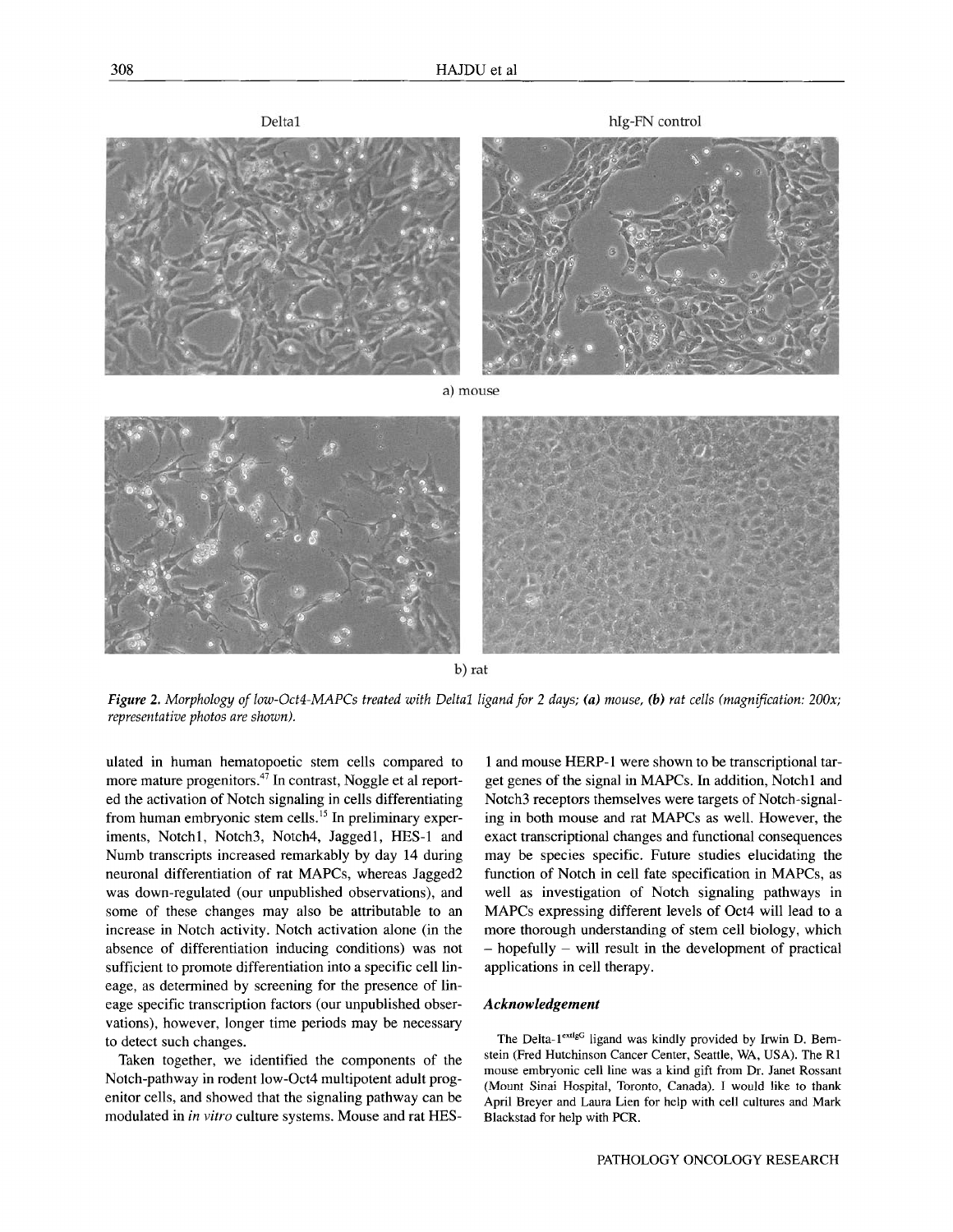Delta1 hIg-FN control

a) mouse

b) rat

*Figure 2. Morphology of low-Oct4-MAPCs treated with Delta1 ligand for 2 days; **(a)** mouse, **(b)** rat cells (magnification: 200x; representative photos are shown).*

ulated in human hematopoetic stem cells compared to more mature progenitors.[47] In contrast, Noggle et al reported the activation of Notch signaling in cells differentiating from human embryonic stem cells.[15] In preliminary experiments, Notch1, Notch3, Notch4, Jagged1, HES-1 and Numb transcripts increased remarkably by day 14 during neuronal differentiation of rat MAPCs, whereas Jagged2 was down-regulated (our unpublished observations), and some of these changes may also be attributable to an increase in Notch activity. Notch activation alone (in the absence of differentiation inducing conditions) was not sufficient to promote differentiation into a specific cell lineage, as determined by screening for the presence of lineage specific transcription factors (our unpublished observations), however, longer time periods may be necessary to detect such changes.

Taken together, we identified the components of the Notch-pathway in rodent low-Oct4 multipotent adult progenitor cells, and showed that the signaling pathway can be modulated in *in vitro* culture systems. Mouse and rat HES-1 and mouse HERP-1 were shown to be transcriptional target genes of the signal in MAPCs. In addition, Notch1 and Notch3 receptors themselves were targets of Notch-signaling in both mouse and rat MAPCs as well. However, the exact transcriptional changes and functional consequences may be species specific. Future studies elucidating the function of Notch in cell fate specification in MAPCs, as well as investigation of Notch signaling pathways in MAPCs expressing different levels of Oct4 will lead to a more thorough understanding of stem cell biology, which – hopefully – will result in the development of practical applications in cell therapy.

### *Acknowledgement*

The Delta-1$^{extIgG}$ ligand was kindly provided by Irwin D. Bernstein (Fred Hutchinson Cancer Center, Seattle, WA, USA). The R1 mouse embryonic cell line was a kind gift from Dr. Janet Rossant (Mount Sinai Hospital, Toronto, Canada). I would like to thank April Breyer and Laura Lien for help with cell cultures and Mark Blackstad for help with PCR.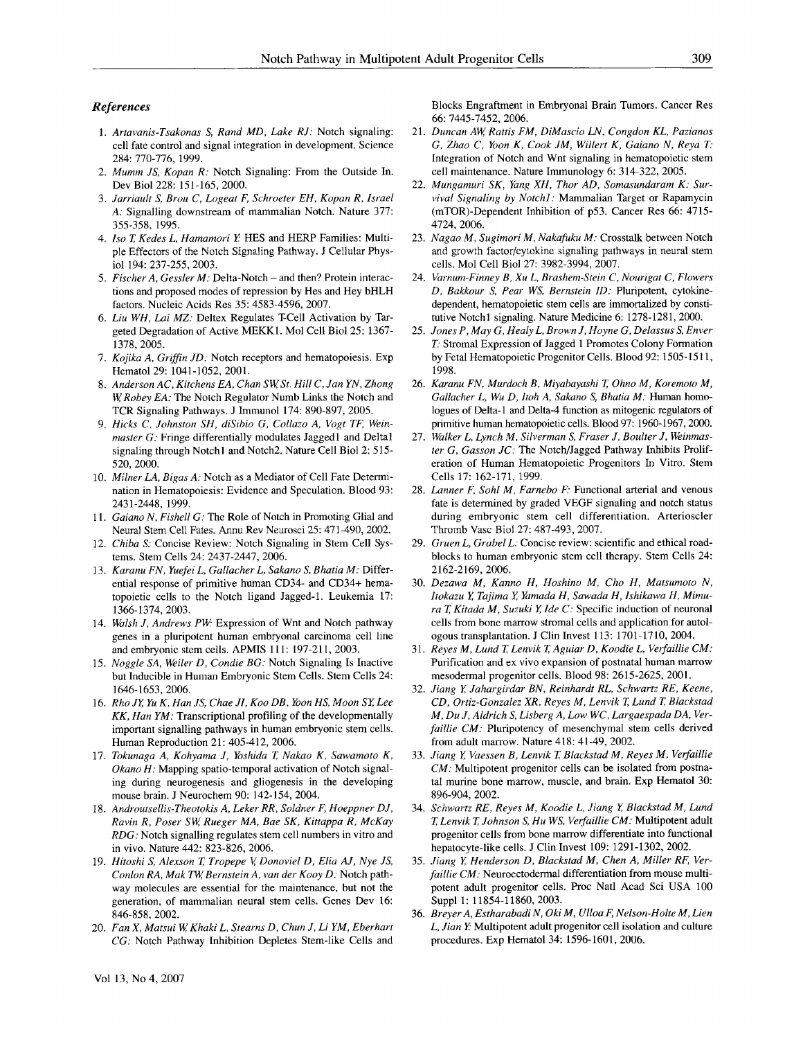### References

1. *Artavanis-Tsakonas S, Rand MD, Lake RJ:* Notch signaling: cell fate control and signal integration in development. Science 284: 770-776, 1999.
2. *Mumm JS, Kopan R:* Notch Signaling: From the Outside In. Dev Biol 228: 151-165, 2000.
3. *Jarriault S, Brou C, Logeat F, Schroeter EH, Kopan R, Israel A:* Signalling downstream of mammalian Notch. Nature 377: 355-358, 1995.
4. *Iso T, Kedes L, Hamamori Y:* HES and HERP Families: Multiple Effectors of the Notch Signaling Pathway. J Cellular Physiol 194: 237-255, 2003.
5. *Fischer A, Gessler M:* Delta-Notch – and then? Protein interactions and proposed modes of repression by Hes and Hey bHLH factors. Nucleic Acids Res 35: 4583-4596, 2007.
6. *Liu WH, Lai MZ:* Deltex Regulates T-Cell Activation by Targeted Degradation of Active MEKK1. Mol Cell Biol 25: 1367-1378, 2005.
7. *Kojika A, Griffin JD:* Notch receptors and hematopoiesis. Exp Hematol 29: 1041-1052, 2001.
8. *Anderson AC, Kitchens EA, Chan SW, St. Hill C, Jan YN, Zhong W, Robey EA:* The Notch Regulator Numb Links the Notch and TCR Signaling Pathways. J Immunol 174: 890-897, 2005.
9. *Hicks C, Johnston SH, diSibio G, Collazo A, Vogt TF, Weinmaster G:* Fringe differentially modulates Jagged1 and Delta1 signaling through Notch1 and Notch2. Nature Cell Biol 2: 515-520, 2000.
10. *Milner LA, Bigas A:* Notch as a Mediator of Cell Fate Determination in Hematopoiesis: Evidence and Speculation. Blood 93: 2431-2448, 1999.
11. *Gaiano N, Fishell G:* The Role of Notch in Promoting Glial and Neural Stem Cell Fates. Annu Rev Neurosci 25: 471-490, 2002.
12. *Chiba S:* Concise Review: Notch Signaling in Stem Cell Systems. Stem Cells 24: 2437-2447, 2006.
13. *Karanu FN, Yuefei L, Gallacher L, Sakano S, Bhatia M:* Differential response of primitive human CD34- and CD34+ hematopoietic cells to the Notch ligand Jagged-1. Leukemia 17: 1366-1374, 2003.
14. *Walsh J, Andrews PW:* Expression of Wnt and Notch pathway genes in a pluripotent human embryonal carcinoma cell line and embryonic stem cells. APMIS 111: 197-211, 2003.
15. *Noggle SA, Weiler D, Condie BG:* Notch Signaling Is Inactive but Inducible in Human Embryonic Stem Cells. Stem Cells 24: 1646-1653, 2006.
16. *Rho JY, Yu K, Han JS, Chae JI, Koo DB, Yoon HS, Moon SY, Lee KK, Han YM:* Transcriptional profiling of the developmentally important signalling pathways in human embryonic stem cells. Human Reproduction 21: 405-412, 2006.
17. *Tokunaga A, Kohyama J, Yoshida T, Nakao K, Sawamoto K, Okano H:* Mapping spatio-temporal activation of Notch signaling during neurogenesis and gliogenesis in the developing mouse brain. J Neurochem 90: 142-154, 2004.
18. *Androutsellis-Theotokis A, Leker RR, Soldner F, Hoeppner DJ, Ravin R, Poser SW, Rueger MA, Bae SK, Kittappa R, McKay RDG:* Notch signalling regulates stem cell numbers in vitro and in vivo. Nature 442: 823-826, 2006.
19. *Hitoshi S, Alexson T, Tropepe V, Donoviel D, Elia AJ, Nye JS, Conlon RA, Mak TW, Bernstein A, van der Kooy D:* Notch pathway molecules are essential for the maintenance, but not the generation, of mammalian neural stem cells. Genes Dev 16: 846-858, 2002.
20. *Fan X, Matsui W, Khaki L, Stearns D, Chun J, Li YM, Eberhart CG:* Notch Pathway Inhibition Depletes Stem-like Cells and Blocks Engraftment in Embryonal Brain Tumors. Cancer Res 66: 7445-7452, 2006.
21. *Duncan AW, Rattis FM, DiMascio LN, Congdon KL, Pazianos G, Zhao C, Yoon K, Cook JM, Willert K, Gaiano N, Reya T:* Integration of Notch and Wnt signaling in hematopoietic stem cell maintenance. Nature Immunology 6: 314-322, 2005.
22. *Mungamuri SK, Yang XH, Thor AD, Somasundaram K:* Survival Signaling by Notch1: Mammalian Target or Rapamycin (mTOR)-Dependent Inhibition of p53. Cancer Res 66: 4715-4724, 2006.
23. *Nagao M, Sugimori M, Nakafuku M:* Crosstalk between Notch and growth factor/cytokine signaling pathways in neural stem cells. Mol Cell Biol 27: 3982-3994, 2007.
24. *Varnum-Finney B, Xu L, Brashem-Stein C, Nourigat C, Flowers D, Bakkour S, Pear WS, Bernstein ID:* Pluripotent, cytokine-dependent, hematopoietic stem cells are immortalized by constitutive Notch1 signaling. Nature Medicine 6: 1278-1281, 2000.
25. *Jones P, May G, Healy L, Brown J, Hoyne G, Delassus S, Enver T:* Stromal Expression of Jagged 1 Promotes Colony Formation by Fetal Hematopoietic Progenitor Cells. Blood 92: 1505-1511, 1998.
26. *Karanu FN, Murdoch B, Miyabayashi T, Ohno M, Koremoto M, Gallacher L, Wu D, Itoh A, Sakano S, Bhatia M:* Human homologues of Delta-1 and Delta-4 function as mitogenic regulators of primitive human hematopoietic cells. Blood 97: 1960-1967, 2000.
27. *Walker L, Lynch M, Silverman S, Fraser J, Boulter J, Weinmaster G, Gasson JC:* The Notch/Jagged Pathway Inhibits Proliferation of Human Hematopoietic Progenitors In Vitro. Stem Cells 17: 162-171, 1999.
28. *Lanner F, Sohl M, Farnebo F:* Functional arterial and venous fate is determined by graded VEGF signaling and notch status during embryonic stem cell differentiation. Arterioscler Thromb Vasc Biol 27: 487-493, 2007.
29. *Gruen L, Grabel L:* Concise review: scientific and ethical roadblocks to human embryonic stem cell therapy. Stem Cells 24: 2162-2169, 2006.
30. *Dezawa M, Kanno H, Hoshino M, Cho H, Matsumoto N, Itokazu Y, Tajima Y, Yamada H, Sawada H, Ishikawa H, Mimura T, Kitada M, Suzuki Y, Ide C:* Specific induction of neuronal cells from bone marrow stromal cells and application for autologous transplantation. J Clin Invest 113: 1701-1710, 2004.
31. *Reyes M, Lund T, Lenvik T, Aguiar D, Koodie L, Verfaillie CM:* Purification and ex vivo expansion of postnatal human marrow mesodermal progenitor cells. Blood 98: 2615-2625, 2001.
32. *Jiang Y, Jahargirdar BN, Reinhardt RL, Schwartz RE, Keene, CD, Ortiz-Gonzalez XR, Reyes M, Lenvik T, Lund T, Blackstad M, Du J, Aldrich S, Lisberg A, Low WC, Largaespada DA, Verfaillie CM:* Pluripotency of mesenchymal stem cells derived from adult marrow. Nature 418: 41-49, 2002.
33. *Jiang Y, Vaessen B, Lenvik T, Blackstad M, Reyes M, Verfaillie CM:* Multipotent progenitor cells can be isolated from postnatal murine bone marrow, muscle, and brain. Exp Hematol 30: 896-904, 2002.
34. *Schwartz RE, Reyes M, Koodie L, Jiang Y, Blackstad M, Lund T, Lenvik T, Johnson S, Hu WS, Verfaillie CM:* Multipotent adult progenitor cells from bone marrow differentiate into functional hepatocyte-like cells. J Clin Invest 109: 1291-1302, 2002.
35. *Jiang Y, Henderson D, Blackstad M, Chen A, Miller RF, Verfaillie CM:* Neuroectodermal differentiation from mouse multipotent adult progenitor cells. Proc Natl Acad Sci USA 100 Suppl 1: 11854-11860, 2003.
36. *Breyer A, Estharabadi N, Oki M, Ulloa F, Nelson-Holte M, Lien L, Jian Y:* Multipotent adult progenitor cell isolation and culture procedures. Exp Hematol 34: 1596-1601, 2006.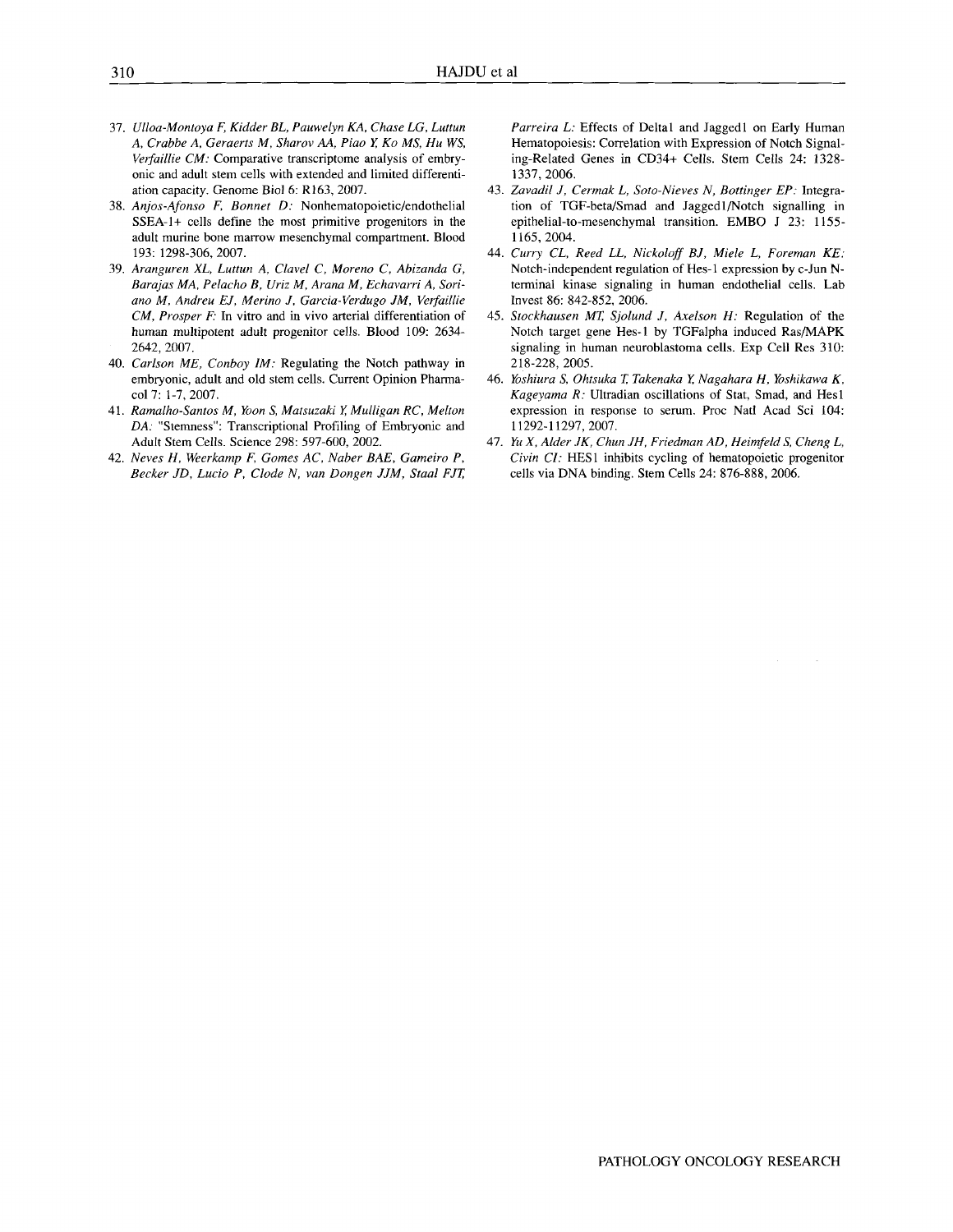37. *Ulloa-Montoya F, Kidder BL, Pauwelyn KA, Chase LG, Luttun A, Crabbe A, Geraerts M, Sharov AA, Piao Y, Ko MS, Hu WS, Verfaillie CM:* Comparative transcriptome analysis of embryonic and adult stem cells with extended and limited differentiation capacity. Genome Biol 6: R163, 2007.
38. *Anjos-Afonso F, Bonnet D:* Nonhematopoietic/endothelial SSEA-1+ cells define the most primitive progenitors in the adult murine bone marrow mesenchymal compartment. Blood 193: 1298-306, 2007.
39. *Aranguren XL, Luttun A, Clavel C, Moreno C, Abizanda G, Barajas MA, Pelacho B, Uriz M, Arana M, Echavarri A, Soriano M, Andreu EJ, Merino J, Garcia-Verdugo JM, Verfaillie CM, Prosper F:* In vitro and in vivo arterial differentiation of human multipotent adult progenitor cells. Blood 109: 2634-2642, 2007.
40. *Carlson ME, Conboy IM:* Regulating the Notch pathway in embryonic, adult and old stem cells. Current Opinion Pharmacol 7: 1-7, 2007.
41. *Ramalho-Santos M, Yoon S, Matsuzaki Y, Mulligan RC, Melton DA:* "Stemness": Transcriptional Profiling of Embryonic and Adult Stem Cells. Science 298: 597-600, 2002.
42. *Neves H, Weerkamp F, Gomes AC, Naber BAE, Gameiro P, Becker JD, Lucio P, Clode N, van Dongen JJM, Staal FJT, Parreira L:* Effects of Delta1 and Jagged1 on Early Human Hematopoiesis: Correlation with Expression of Notch Signaling-Related Genes in CD34+ Cells. Stem Cells 24: 1328-1337, 2006.
43. *Zavadil J, Cermak L, Soto-Nieves N, Bottinger EP:* Integration of TGF-beta/Smad and Jagged1/Notch signalling in epithelial-to-mesenchymal transition. EMBO J 23: 1155-1165, 2004.
44. *Curry CL, Reed LL, Nickoloff BJ, Miele L, Foreman KE:* Notch-independent regulation of Hes-1 expression by c-Jun N-terminal kinase signaling in human endothelial cells. Lab Invest 86: 842-852, 2006.
45. *Stockhausen MT, Sjolund J, Axelson H:* Regulation of the Notch target gene Hes-1 by TGFalpha induced Ras/MAPK signaling in human neuroblastoma cells. Exp Cell Res 310: 218-228, 2005.
46. *Yoshiura S, Ohtsuka T, Takenaka Y, Nagahara H, Yoshikawa K, Kageyama R:* Ultradian oscillations of Stat, Smad, and Hes1 expression in response to serum. Proc Natl Acad Sci 104: 11292-11297, 2007.
47. *Yu X, Alder JK, Chun JH, Friedman AD, Heimfeld S, Cheng L, Civin CI:* HES1 inhibits cycling of hematopoietic progenitor cells via DNA binding. Stem Cells 24: 876-888, 2006.